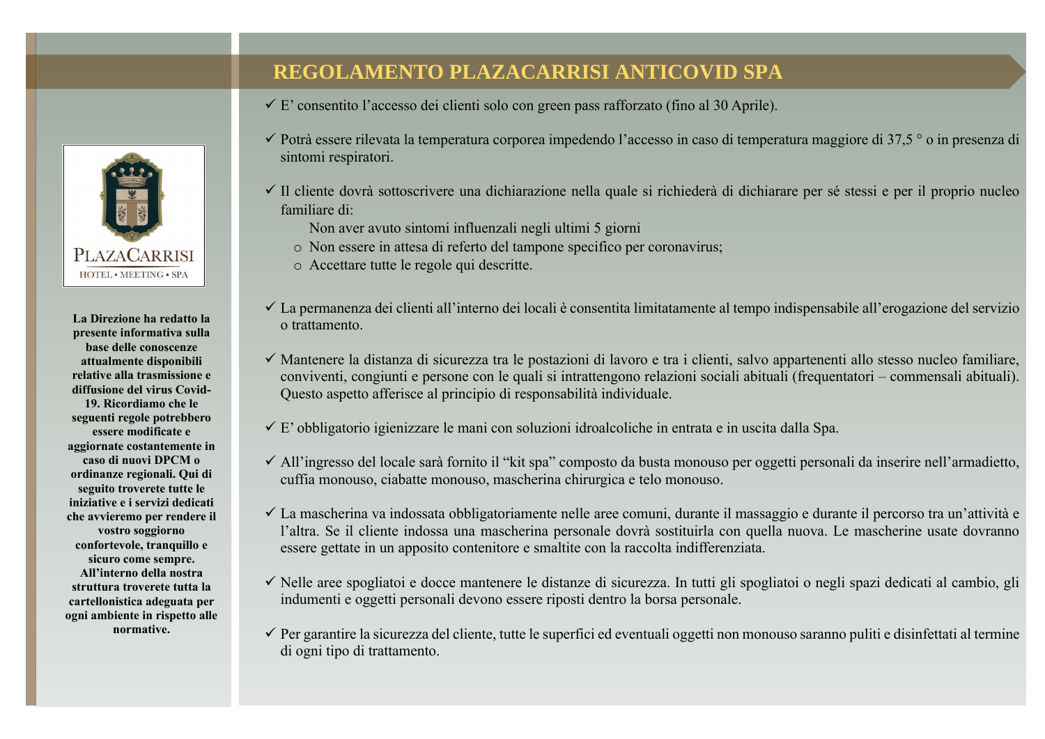# REGOLAMENTO PLAZACARRISI ANTICOVID SPA

PlazaCarrisi
HOTEL • MEETING • SPA

**La Direzione ha redatto la presente informativa sulla base delle conoscenze attualmente disponibili relative alla trasmissione e diffusione del virus Covid-19. Ricordiamo che le seguenti regole potrebbero essere modificate e aggiornate costantemente in caso di nuovi DPCM o ordinanze regionali. Qui di seguito troverete tutte le iniziative e i servizi dedicati che avvieremo per rendere il vostro soggiorno confortevole, tranquillo e sicuro come sempre. All'interno della nostra struttura troverete tutta la cartellonistica adeguata per ogni ambiente in rispetto alle normative.**

- ✓ E' consentito l'accesso dei clienti solo con green pass rafforzato (fino al 30 Aprile).
- ✓ Potrà essere rilevata la temperatura corporea impedendo l'accesso in caso di temperatura maggiore di 37,5 ° o in presenza di sintomi respiratori.
- ✓ Il cliente dovrà sottoscrivere una dichiarazione nella quale si richiederà di dichiarare per sé stessi e per il proprio nucleo familiare di:
  - Non aver avuto sintomi influenzali negli ultimi 5 giorni
  - Non essere in attesa di referto del tampone specifico per coronavirus;
  - Accettare tutte le regole qui descritte.
- ✓ La permanenza dei clienti all'interno dei locali è consentita limitatamente al tempo indispensabile all'erogazione del servizio o trattamento.
- ✓ Mantenere la distanza di sicurezza tra le postazioni di lavoro e tra i clienti, salvo appartenenti allo stesso nucleo familiare, conviventi, congiunti e persone con le quali si intrattengono relazioni sociali abituali (frequentatori – commensali abituali). Questo aspetto afferisce al principio di responsabilità individuale.
- ✓ E' obbligatorio igienizzare le mani con soluzioni idroalcoliche in entrata e in uscita dalla Spa.
- ✓ All'ingresso del locale sarà fornito il "kit spa" composto da busta monouso per oggetti personali da inserire nell'armadietto, cuffia monouso, ciabatte monouso, mascherina chirurgica e telo monouso.
- ✓ La mascherina va indossata obbligatoriamente nelle aree comuni, durante il massaggio e durante il percorso tra un'attività e l'altra. Se il cliente indossa una mascherina personale dovrà sostituirla con quella nuova. Le mascherine usate dovranno essere gettate in un apposito contenitore e smaltite con la raccolta indifferenziata.
- ✓ Nelle aree spogliatoi e docce mantenere le distanze di sicurezza. In tutti gli spogliatoi o negli spazi dedicati al cambio, gli indumenti e oggetti personali devono essere riposti dentro la borsa personale.
- ✓ Per garantire la sicurezza del cliente, tutte le superfici ed eventuali oggetti non monouso saranno puliti e disinfettati al termine di ogni tipo di trattamento.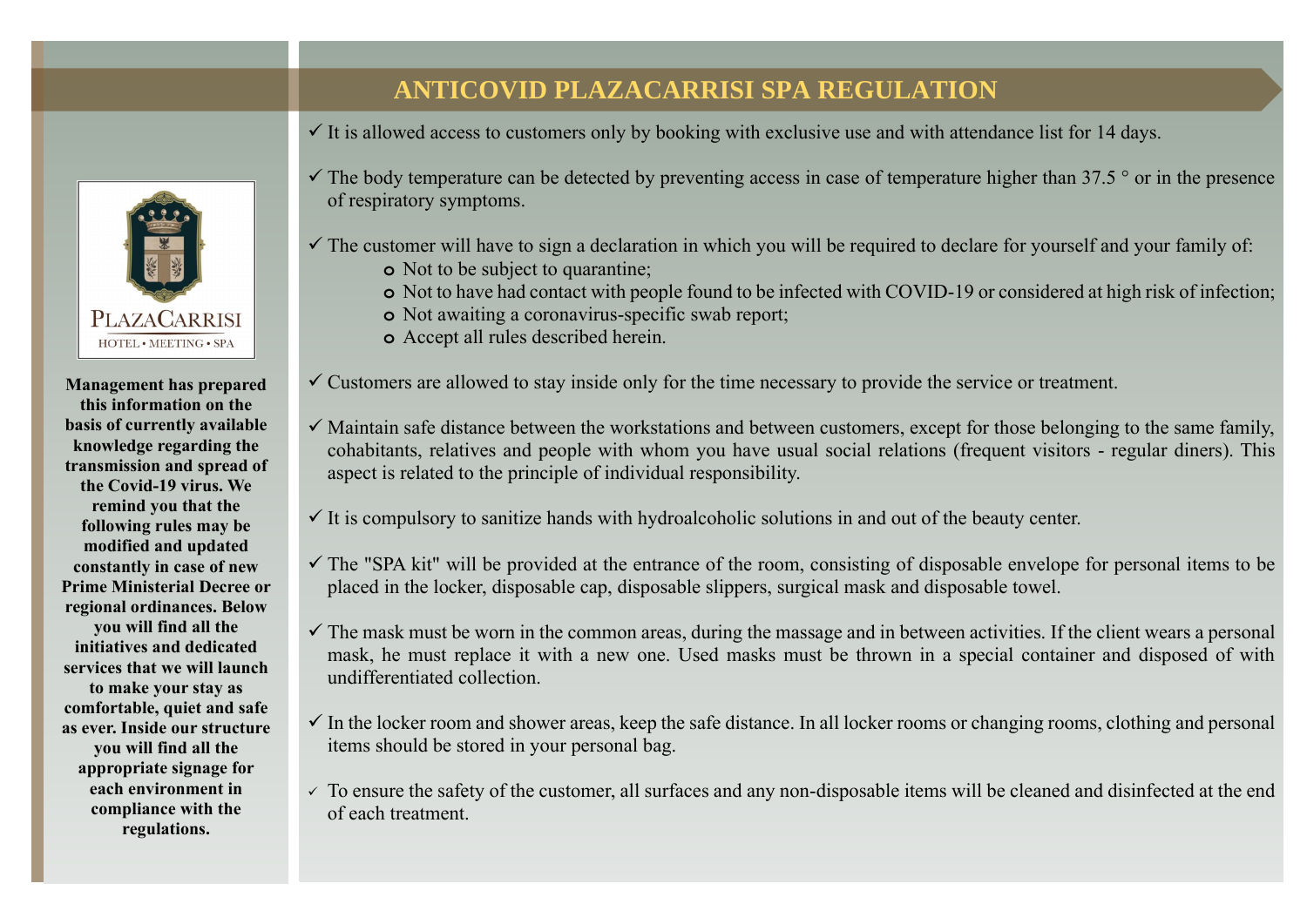# ANTICOVID PLAZACARRISI SPA REGULATION

PLAZACARRISI
HOTEL • MEETING • SPA

**Management has prepared this information on the basis of currently available knowledge regarding the transmission and spread of the Covid-19 virus. We remind you that the following rules may be modified and updated constantly in case of new Prime Ministerial Decree or regional ordinances. Below you will find all the initiatives and dedicated services that we will launch to make your stay as comfortable, quiet and safe as ever. Inside our structure you will find all the appropriate signage for each environment in compliance with the regulations.**

- ✓ It is allowed access to customers only by booking with exclusive use and with attendance list for 14 days.
- ✓ The body temperature can be detected by preventing access in case of temperature higher than 37.5 ° or in the presence of respiratory symptoms.
- ✓ The customer will have to sign a declaration in which you will be required to declare for yourself and your family of:
  - Not to be subject to quarantine;
  - Not to have had contact with people found to be infected with COVID-19 or considered at high risk of infection;
  - Not awaiting a coronavirus-specific swab report;
  - Accept all rules described herein.
- ✓ Customers are allowed to stay inside only for the time necessary to provide the service or treatment.
- ✓ Maintain safe distance between the workstations and between customers, except for those belonging to the same family, cohabitants, relatives and people with whom you have usual social relations (frequent visitors - regular diners). This aspect is related to the principle of individual responsibility.
- ✓ It is compulsory to sanitize hands with hydroalcoholic solutions in and out of the beauty center.
- ✓ The "SPA kit" will be provided at the entrance of the room, consisting of disposable envelope for personal items to be placed in the locker, disposable cap, disposable slippers, surgical mask and disposable towel.
- ✓ The mask must be worn in the common areas, during the massage and in between activities. If the client wears a personal mask, he must replace it with a new one. Used masks must be thrown in a special container and disposed of with undifferentiated collection.
- ✓ In the locker room and shower areas, keep the safe distance. In all locker rooms or changing rooms, clothing and personal items should be stored in your personal bag.
- ✓ To ensure the safety of the customer, all surfaces and any non-disposable items will be cleaned and disinfected at the end of each treatment.